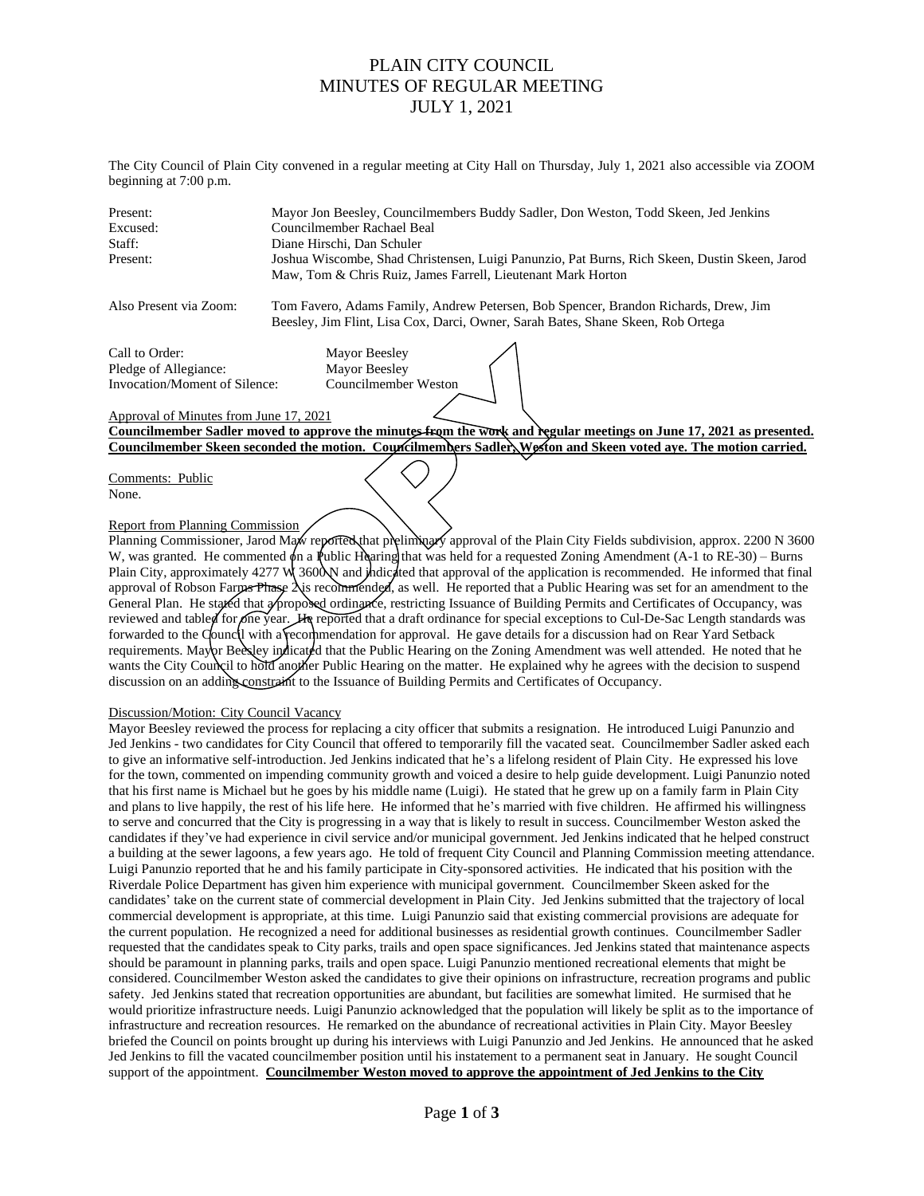# PLAIN CITY COUNCIL
# MINUTES OF REGULAR MEETING
# JULY 1, 2021

The City Council of Plain City convened in a regular meeting at City Hall on Thursday, July 1, 2021 also accessible via ZOOM beginning at 7:00 p.m.

| | |
|---|---|
| Present: | Mayor Jon Beesley, Councilmembers Buddy Sadler, Don Weston, Todd Skeen, Jed Jenkins |
| Excused: | Councilmember Rachael Beal |
| Staff: | Diane Hirschi, Dan Schuler |
| Present: | Joshua Wiscombe, Shad Christensen, Luigi Panunzio, Pat Burns, Rich Skeen, Dustin Skeen, Jarod Maw, Tom & Chris Ruiz, James Farrell, Lieutenant Mark Horton |
| Also Present via Zoom: | Tom Favero, Adams Family, Andrew Petersen, Bob Spencer, Brandon Richards, Drew, Jim Beesley, Jim Flint, Lisa Cox, Darci, Owner, Sarah Bates, Shane Skeen, Rob Ortega |

| | |
|---|---|
| Call to Order: | Mayor Beesley |
| Pledge of Allegiance: | Mayor Beesley |
| Invocation/Moment of Silence: | Councilmember Weston |

Approval of Minutes from June 17, 2021

**Councilmember Sadler moved to approve the minutes from the work and regular meetings on June 17, 2021 as presented. Councilmember Skeen seconded the motion. Councilmembers Sadler, Weston and Skeen voted aye. The motion carried.**

Comments: Public

None.

Report from Planning Commission

Planning Commissioner, Jarod Maw reported that preliminary approval of the Plain City Fields subdivision, approx. 2200 N 3600 W, was granted. He commented on a Public Hearing that was held for a requested Zoning Amendment (A-1 to RE-30) – Burns Plain City, approximately 4277 W 3600 N and indicated that approval of the application is recommended. He informed that final approval of Robson Farms Phase 2 is recommended, as well. He reported that a Public Hearing was set for an amendment to the General Plan. He stated that a proposed ordinance, restricting Issuance of Building Permits and Certificates of Occupancy, was reviewed and tabled for one year. He reported that a draft ordinance for special exceptions to Cul-De-Sac Length standards was forwarded to the Council with a recommendation for approval. He gave details for a discussion had on Rear Yard Setback requirements. Mayor Beesley indicated that the Public Hearing on the Zoning Amendment was well attended. He noted that he wants the City Council to hold another Public Hearing on the matter. He explained why he agrees with the decision to suspend discussion on an adding constraint to the Issuance of Building Permits and Certificates of Occupancy.

Discussion/Motion: City Council Vacancy

Mayor Beesley reviewed the process for replacing a city officer that submits a resignation. He introduced Luigi Panunzio and Jed Jenkins - two candidates for City Council that offered to temporarily fill the vacated seat. Councilmember Sadler asked each to give an informative self-introduction. Jed Jenkins indicated that he's a lifelong resident of Plain City. He expressed his love for the town, commented on impending community growth and voiced a desire to help guide development. Luigi Panunzio noted that his first name is Michael but he goes by his middle name (Luigi). He stated that he grew up on a family farm in Plain City and plans to live happily, the rest of his life here. He informed that he's married with five children. He affirmed his willingness to serve and concurred that the City is progressing in a way that is likely to result in success. Councilmember Weston asked the candidates if they've had experience in civil service and/or municipal government. Jed Jenkins indicated that he helped construct a building at the sewer lagoons, a few years ago. He told of frequent City Council and Planning Commission meeting attendance. Luigi Panunzio reported that he and his family participate in City-sponsored activities. He indicated that his position with the Riverdale Police Department has given him experience with municipal government. Councilmember Skeen asked for the candidates' take on the current state of commercial development in Plain City. Jed Jenkins submitted that the trajectory of local commercial development is appropriate, at this time. Luigi Panunzio said that existing commercial provisions are adequate for the current population. He recognized a need for additional businesses as residential growth continues. Councilmember Sadler requested that the candidates speak to City parks, trails and open space significances. Jed Jenkins stated that maintenance aspects should be paramount in planning parks, trails and open space. Luigi Panunzio mentioned recreational elements that might be considered. Councilmember Weston asked the candidates to give their opinions on infrastructure, recreation programs and public safety. Jed Jenkins stated that recreation opportunities are abundant, but facilities are somewhat limited. He surmised that he would prioritize infrastructure needs. Luigi Panunzio acknowledged that the population will likely be split as to the importance of infrastructure and recreation resources. He remarked on the abundance of recreational activities in Plain City. Mayor Beesley briefed the Council on points brought up during his interviews with Luigi Panunzio and Jed Jenkins. He announced that he asked Jed Jenkins to fill the vacated councilmember position until his instatement to a permanent seat in January. He sought Council support of the appointment. **Councilmember Weston moved to approve the appointment of Jed Jenkins to the City**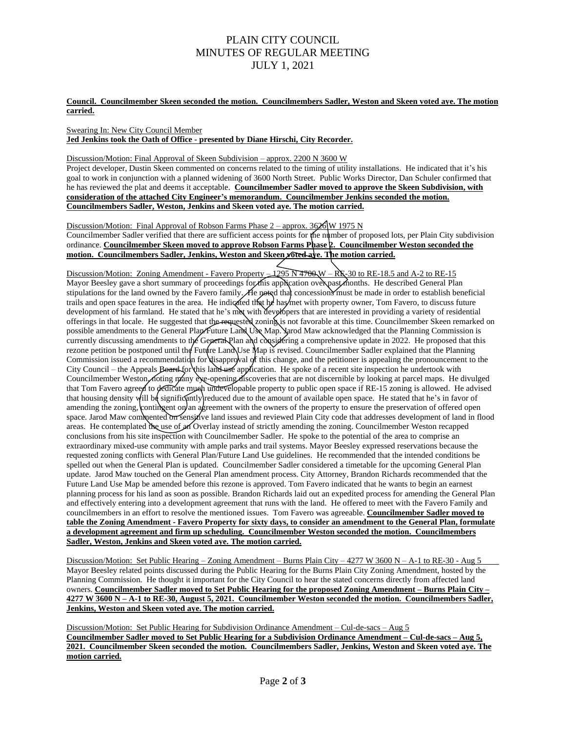# PLAIN CITY COUNCIL
# MINUTES OF REGULAR MEETING
# JULY 1, 2021

**Council. Councilmember Skeen seconded the motion. Councilmembers Sadler, Weston and Skeen voted aye. The motion carried.**

Swearing In: New City Council Member
**Jed Jenkins took the Oath of Office - presented by Diane Hirschi, City Recorder.**

Discussion/Motion: Final Approval of Skeen Subdivision – approx. 2200 N 3600 W
Project developer, Dustin Skeen commented on concerns related to the timing of utility installations. He indicated that it's his goal to work in conjunction with a planned widening of 3600 North Street. Public Works Director, Dan Schuler confirmed that he has reviewed the plat and deems it acceptable. **Councilmember Sadler moved to approve the Skeen Subdivision, with consideration of the attached City Engineer's memorandum. Councilmember Jenkins seconded the motion. Councilmembers Sadler, Weston, Jenkins and Skeen voted aye. The motion carried.**

Discussion/Motion: Final Approval of Robson Farms Phase 2 – approx. 3626 W 1975 N
Councilmember Sadler verified that there are sufficient access points for the number of proposed lots, per Plain City subdivision ordinance. **Councilmember Skeen moved to approve Robson Farms Phase 2. Councilmember Weston seconded the motion. Councilmembers Sadler, Jenkins, Weston and Skeen voted aye. The motion carried.**

Discussion/Motion: Zoning Amendment - Favero Property – 1295 N 4700 W – RE-30 to RE-18.5 and A-2 to RE-15
Mayor Beesley gave a short summary of proceedings for this application over past months. He described General Plan stipulations for the land owned by the Favero family. He noted that concessions must be made in order to establish beneficial trails and open space features in the area. He indicated that he has met with property owner, Tom Favero, to discuss future development of his farmland. He stated that he's met with developers that are interested in providing a variety of residential offerings in that locale. He suggested that the requested zoning is not favorable at this time. Councilmember Skeen remarked on possible amendments to the General Plan/Future Land Use Map. Jarod Maw acknowledged that the Planning Commission is currently discussing amendments to the General Plan and considering a comprehensive update in 2022. He proposed that this rezone petition be postponed until the Future Land Use Map is revised. Councilmember Sadler explained that the Planning Commission issued a recommendation for disapproval of this change, and the petitioner is appealing the pronouncement to the City Council – the Appeals Board for this land use application. He spoke of a recent site inspection he undertook with Councilmember Weston, noting many eye-opening discoveries that are not discernible by looking at parcel maps. He divulged that Tom Favero agreed to dedicate much undevelopable property to public open space if RE-15 zoning is allowed. He advised that housing density will be significantly reduced due to the amount of available open space. He stated that he's in favor of amending the zoning, contingent on an agreement with the owners of the property to ensure the preservation of offered open space. Jarod Maw commented on sensitive land issues and reviewed Plain City code that addresses development of land in flood areas. He contemplated the use of an Overlay instead of strictly amending the zoning. Councilmember Weston recapped conclusions from his site inspection with Councilmember Sadler. He spoke to the potential of the area to comprise an extraordinary mixed-use community with ample parks and trail systems. Mayor Beesley expressed reservations because the requested zoning conflicts with General Plan/Future Land Use guidelines. He recommended that the intended conditions be spelled out when the General Plan is updated. Councilmember Sadler considered a timetable for the upcoming General Plan update. Jarod Maw touched on the General Plan amendment process. City Attorney, Brandon Richards recommended that the Future Land Use Map be amended before this rezone is approved. Tom Favero indicated that he wants to begin an earnest planning process for his land as soon as possible. Brandon Richards laid out an expedited process for amending the General Plan and effectively entering into a development agreement that runs with the land. He offered to meet with the Favero Family and councilmembers in an effort to resolve the mentioned issues. Tom Favero was agreeable. **Councilmember Sadler moved to table the Zoning Amendment - Favero Property for sixty days, to consider an amendment to the General Plan, formulate a development agreement and firm up scheduling. Councilmember Weston seconded the motion. Councilmembers Sadler, Weston, Jenkins and Skeen voted aye. The motion carried.**

Discussion/Motion: Set Public Hearing – Zoning Amendment – Burns Plain City – 4277 W 3600 N – A-1 to RE-30 - Aug 5
Mayor Beesley related points discussed during the Public Hearing for the Burns Plain City Zoning Amendment, hosted by the Planning Commission. He thought it important for the City Council to hear the stated concerns directly from affected land owners. **Councilmember Sadler moved to Set Public Hearing for the proposed Zoning Amendment – Burns Plain City – 4277 W 3600 N – A-1 to RE-30, August 5, 2021. Councilmember Weston seconded the motion. Councilmembers Sadler, Jenkins, Weston and Skeen voted aye. The motion carried.**

Discussion/Motion: Set Public Hearing for Subdivision Ordinance Amendment – Cul-de-sacs – Aug 5
**Councilmember Sadler moved to Set Public Hearing for a Subdivision Ordinance Amendment – Cul-de-sacs – Aug 5, 2021. Councilmember Skeen seconded the motion. Councilmembers Sadler, Jenkins, Weston and Skeen voted aye. The motion carried.**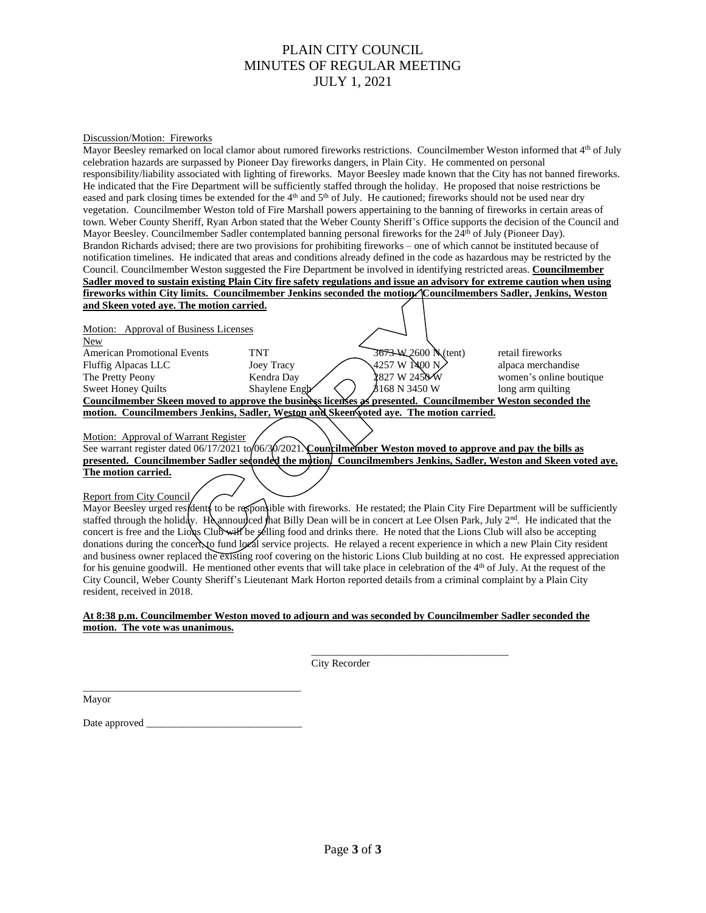# PLAIN CITY COUNCIL
# MINUTES OF REGULAR MEETING
# JULY 1, 2021

Discussion/Motion: Fireworks

Mayor Beesley remarked on local clamor about rumored fireworks restrictions. Councilmember Weston informed that 4th of July celebration hazards are surpassed by Pioneer Day fireworks dangers, in Plain City. He commented on personal responsibility/liability associated with lighting of fireworks. Mayor Beesley made known that the City has not banned fireworks. He indicated that the Fire Department will be sufficiently staffed through the holiday. He proposed that noise restrictions be eased and park closing times be extended for the 4th and 5th of July. He cautioned; fireworks should not be used near dry vegetation. Councilmember Weston told of Fire Marshall powers appertaining to the banning of fireworks in certain areas of town. Weber County Sheriff, Ryan Arbon stated that the Weber County Sheriff's Office supports the decision of the Council and Mayor Beesley. Councilmember Sadler contemplated banning personal fireworks for the 24th of July (Pioneer Day). Brandon Richards advised; there are two provisions for prohibiting fireworks – one of which cannot be instituted because of notification timelines. He indicated that areas and conditions already defined in the code as hazardous may be restricted by the Council. Councilmember Weston suggested the Fire Department be involved in identifying restricted areas. **Councilmember Sadler moved to sustain existing Plain City fire safety regulations and issue an advisory for extreme caution when using fireworks within City limits. Councilmember Jenkins seconded the motion. Councilmembers Sadler, Jenkins, Weston and Skeen voted aye. The motion carried.**

Motion: Approval of Business Licenses

New

| | | | |
|---|---|---|---|
| American Promotional Events | TNT | 3673 W 2600 N (tent) | retail fireworks |
| Fluffig Alpacas LLC | Joey Tracy | 4257 W 1400 N | alpaca merchandise |
| The Pretty Peony | Kendra Day | 2827 W 2450 W | women's online boutique |
| Sweet Honey Quilts | Shaylene Engh | 3168 N 3450 W | long arm quilting |

**Councilmember Skeen moved to approve the business licenses as presented. Councilmember Weston seconded the motion. Councilmembers Jenkins, Sadler, Weston and Skeen voted aye. The motion carried.**

Motion: Approval of Warrant Register

See warrant register dated 06/17/2021 to 06/30/2021. **Councilmember Weston moved to approve and pay the bills as presented. Councilmember Sadler seconded the motion. Councilmembers Jenkins, Sadler, Weston and Skeen voted aye. The motion carried.**

Report from City Council

Mayor Beesley urged residents to be responsible with fireworks. He restated; the Plain City Fire Department will be sufficiently staffed through the holiday. He announced that Billy Dean will be in concert at Lee Olsen Park, July 2nd. He indicated that the concert is free and the Lions Club will be selling food and drinks there. He noted that the Lions Club will also be accepting donations during the concert, to fund local service projects. He relayed a recent experience in which a new Plain City resident and business owner replaced the existing roof covering on the historic Lions Club building at no cost. He expressed appreciation for his genuine goodwill. He mentioned other events that will take place in celebration of the 4th of July. At the request of the City Council, Weber County Sheriff's Lieutenant Mark Horton reported details from a criminal complaint by a Plain City resident, received in 2018.

**At 8:38 p.m. Councilmember Weston moved to adjourn and was seconded by Councilmember Sadler seconded the motion. The vote was unanimous.**

______________________________________
City Recorder

__________________________________________
Mayor

Date approved ______________________________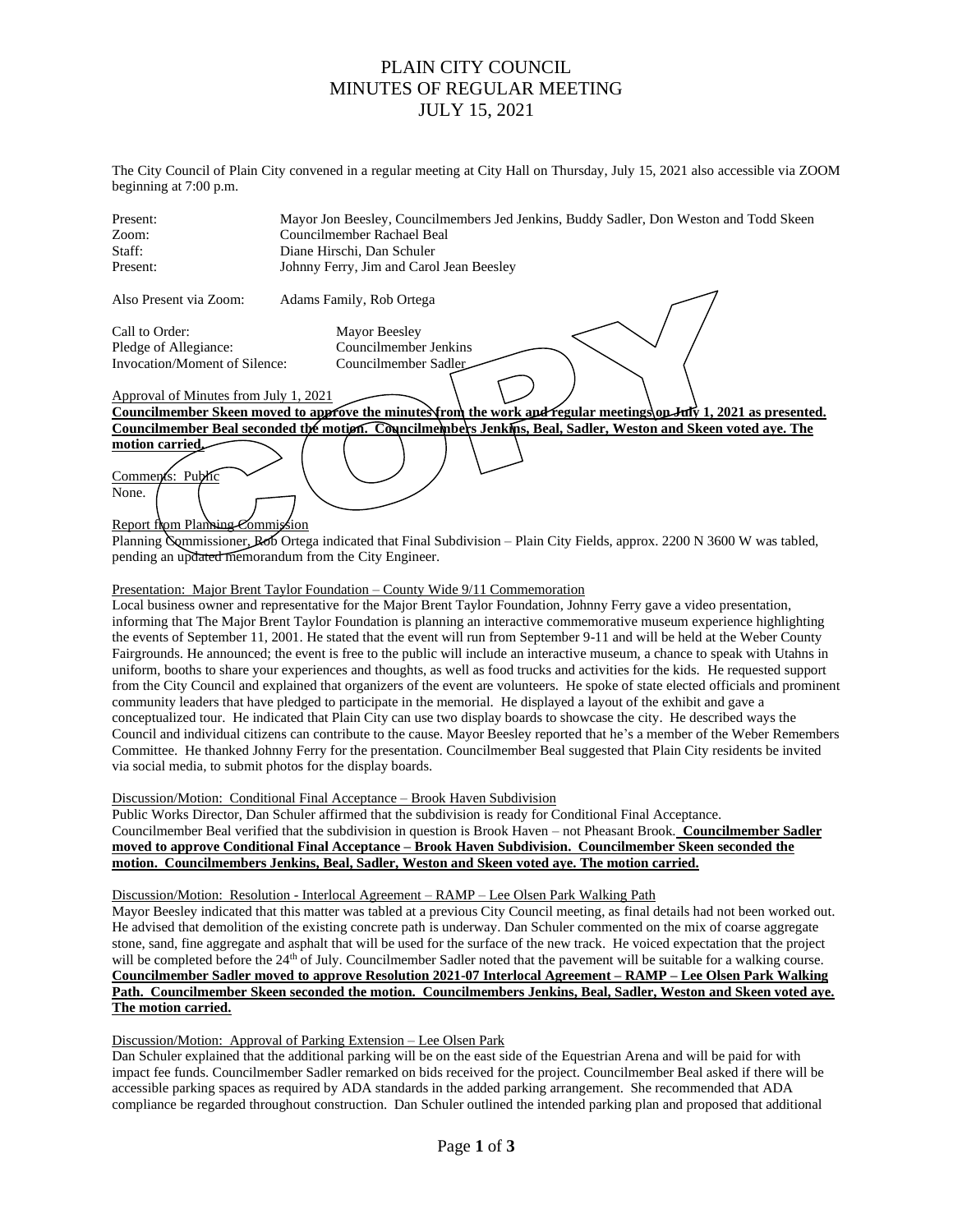# PLAIN CITY COUNCIL
# MINUTES OF REGULAR MEETING
# JULY 15, 2021

The City Council of Plain City convened in a regular meeting at City Hall on Thursday, July 15, 2021 also accessible via ZOOM beginning at 7:00 p.m.

| | |
|---|---|
| Present: | Mayor Jon Beesley, Councilmembers Jed Jenkins, Buddy Sadler, Don Weston and Todd Skeen |
| Zoom: | Councilmember Rachael Beal |
| Staff: | Diane Hirschi, Dan Schuler |
| Present: | Johnny Ferry, Jim and Carol Jean Beesley |

Also Present via Zoom: Adams Family, Rob Ortega

| | |
|---|---|
| Call to Order: | Mayor Beesley |
| Pledge of Allegiance: | Councilmember Jenkins |
| Invocation/Moment of Silence: | Councilmember Sadler |

Approval of Minutes from July 1, 2021

**Councilmember Skeen moved to approve the minutes from the work and regular meetings on July 1, 2021 as presented. Councilmember Beal seconded the motion. Councilmembers Jenkins, Beal, Sadler, Weston and Skeen voted aye. The motion carried.**

Comments: Public

None.

Report from Planning Commission

Planning Commissioner, Rob Ortega indicated that Final Subdivision – Plain City Fields, approx. 2200 N 3600 W was tabled, pending an updated memorandum from the City Engineer.

Presentation: Major Brent Taylor Foundation – County Wide 9/11 Commemoration

Local business owner and representative for the Major Brent Taylor Foundation, Johnny Ferry gave a video presentation, informing that The Major Brent Taylor Foundation is planning an interactive commemorative museum experience highlighting the events of September 11, 2001. He stated that the event will run from September 9-11 and will be held at the Weber County Fairgrounds. He announced; the event is free to the public will include an interactive museum, a chance to speak with Utahns in uniform, booths to share your experiences and thoughts, as well as food trucks and activities for the kids. He requested support from the City Council and explained that organizers of the event are volunteers. He spoke of state elected officials and prominent community leaders that have pledged to participate in the memorial. He displayed a layout of the exhibit and gave a conceptualized tour. He indicated that Plain City can use two display boards to showcase the city. He described ways the Council and individual citizens can contribute to the cause. Mayor Beesley reported that he's a member of the Weber Remembers Committee. He thanked Johnny Ferry for the presentation. Councilmember Beal suggested that Plain City residents be invited via social media, to submit photos for the display boards.

Discussion/Motion: Conditional Final Acceptance – Brook Haven Subdivision

Public Works Director, Dan Schuler affirmed that the subdivision is ready for Conditional Final Acceptance. Councilmember Beal verified that the subdivision in question is Brook Haven – not Pheasant Brook. **Councilmember Sadler moved to approve Conditional Final Acceptance – Brook Haven Subdivision. Councilmember Skeen seconded the motion. Councilmembers Jenkins, Beal, Sadler, Weston and Skeen voted aye. The motion carried.**

Discussion/Motion: Resolution - Interlocal Agreement – RAMP – Lee Olsen Park Walking Path

Mayor Beesley indicated that this matter was tabled at a previous City Council meeting, as final details had not been worked out. He advised that demolition of the existing concrete path is underway. Dan Schuler commented on the mix of coarse aggregate stone, sand, fine aggregate and asphalt that will be used for the surface of the new track. He voiced expectation that the project will be completed before the 24th of July. Councilmember Sadler noted that the pavement will be suitable for a walking course. **Councilmember Sadler moved to approve Resolution 2021-07 Interlocal Agreement – RAMP – Lee Olsen Park Walking Path. Councilmember Skeen seconded the motion. Councilmembers Jenkins, Beal, Sadler, Weston and Skeen voted aye. The motion carried.**

Discussion/Motion: Approval of Parking Extension – Lee Olsen Park

Dan Schuler explained that the additional parking will be on the east side of the Equestrian Arena and will be paid for with impact fee funds. Councilmember Sadler remarked on bids received for the project. Councilmember Beal asked if there will be accessible parking spaces as required by ADA standards in the added parking arrangement. She recommended that ADA compliance be regarded throughout construction. Dan Schuler outlined the intended parking plan and proposed that additional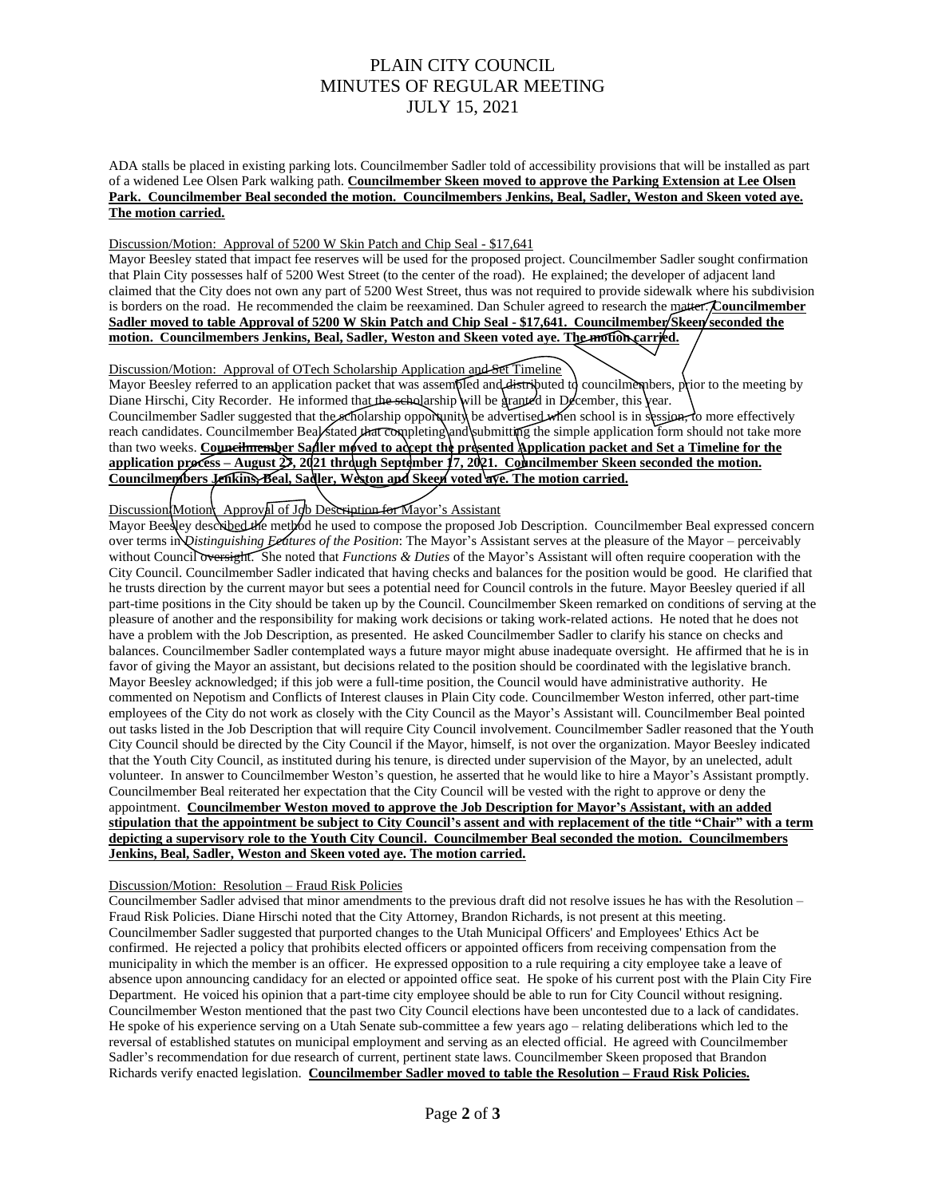ADA stalls be placed in existing parking lots. Councilmember Sadler told of accessibility provisions that will be installed as part of a widened Lee Olsen Park walking path. **Councilmember Skeen moved to approve the Parking Extension at Lee Olsen Park. Councilmember Beal seconded the motion. Councilmembers Jenkins, Beal, Sadler, Weston and Skeen voted aye. The motion carried.**

Discussion/Motion: Approval of 5200 W Skin Patch and Chip Seal - $17,641

Mayor Beesley stated that impact fee reserves will be used for the proposed project. Councilmember Sadler sought confirmation that Plain City possesses half of 5200 West Street (to the center of the road). He explained; the developer of adjacent land claimed that the City does not own any part of 5200 West Street, thus was not required to provide sidewalk where his subdivision is borders on the road. He recommended the claim be reexamined. Dan Schuler agreed to research the matter. **Councilmember Sadler moved to table Approval of 5200 W Skin Patch and Chip Seal - $17,641. Councilmember Skeen seconded the motion. Councilmembers Jenkins, Beal, Sadler, Weston and Skeen voted aye. The motion carried.**

Discussion/Motion: Approval of OTech Scholarship Application and Set Timeline

Mayor Beesley referred to an application packet that was assembled and distributed to councilmembers, prior to the meeting by Diane Hirschi, City Recorder. He informed that the scholarship will be granted in December, this year. Councilmember Sadler suggested that the scholarship opportunity be advertised when school is in session, to more effectively reach candidates. Councilmember Beal stated that completing and submitting the simple application form should not take more than two weeks. **Councilmember Sadler moved to accept the presented Application packet and Set a Timeline for the application process – August 27, 2021 through September 17, 2021. Councilmember Skeen seconded the motion. Councilmembers Jenkins, Beal, Sadler, Weston and Skeen voted aye. The motion carried.**

Discussion/Motion: Approval of Job Description for Mayor's Assistant

Mayor Beesley described the method he used to compose the proposed Job Description. Councilmember Beal expressed concern over terms in *Distinguishing Features of the Position*: The Mayor's Assistant serves at the pleasure of the Mayor – perceivably without Council oversight. She noted that *Functions & Duties* of the Mayor's Assistant will often require cooperation with the City Council. Councilmember Sadler indicated that having checks and balances for the position would be good. He clarified that he trusts direction by the current mayor but sees a potential need for Council controls in the future. Mayor Beesley queried if all part-time positions in the City should be taken up by the Council. Councilmember Skeen remarked on conditions of serving at the pleasure of another and the responsibility for making work decisions or taking work-related actions. He noted that he does not have a problem with the Job Description, as presented. He asked Councilmember Sadler to clarify his stance on checks and balances. Councilmember Sadler contemplated ways a future mayor might abuse inadequate oversight. He affirmed that he is in favor of giving the Mayor an assistant, but decisions related to the position should be coordinated with the legislative branch. Mayor Beesley acknowledged; if this job were a full-time position, the Council would have administrative authority. He commented on Nepotism and Conflicts of Interest clauses in Plain City code. Councilmember Weston inferred, other part-time employees of the City do not work as closely with the City Council as the Mayor's Assistant will. Councilmember Beal pointed out tasks listed in the Job Description that will require City Council involvement. Councilmember Sadler reasoned that the Youth City Council should be directed by the City Council if the Mayor, himself, is not over the organization. Mayor Beesley indicated that the Youth City Council, as instituted during his tenure, is directed under supervision of the Mayor, by an unelected, adult volunteer. In answer to Councilmember Weston's question, he asserted that he would like to hire a Mayor's Assistant promptly. Councilmember Beal reiterated her expectation that the City Council will be vested with the right to approve or deny the appointment. **Councilmember Weston moved to approve the Job Description for Mayor's Assistant, with an added stipulation that the appointment be subject to City Council's assent and with replacement of the title "Chair" with a term depicting a supervisory role to the Youth City Council. Councilmember Beal seconded the motion. Councilmembers Jenkins, Beal, Sadler, Weston and Skeen voted aye. The motion carried.**

Discussion/Motion: Resolution – Fraud Risk Policies

Councilmember Sadler advised that minor amendments to the previous draft did not resolve issues he has with the Resolution – Fraud Risk Policies. Diane Hirschi noted that the City Attorney, Brandon Richards, is not present at this meeting. Councilmember Sadler suggested that purported changes to the Utah Municipal Officers' and Employees' Ethics Act be confirmed. He rejected a policy that prohibits elected officers or appointed officers from receiving compensation from the municipality in which the member is an officer. He expressed opposition to a rule requiring a city employee take a leave of absence upon announcing candidacy for an elected or appointed office seat. He spoke of his current post with the Plain City Fire Department. He voiced his opinion that a part-time city employee should be able to run for City Council without resigning. Councilmember Weston mentioned that the past two City Council elections have been uncontested due to a lack of candidates. He spoke of his experience serving on a Utah Senate sub-committee a few years ago – relating deliberations which led to the reversal of established statutes on municipal employment and serving as an elected official. He agreed with Councilmember Sadler's recommendation for due research of current, pertinent state laws. Councilmember Skeen proposed that Brandon Richards verify enacted legislation. **Councilmember Sadler moved to table the Resolution – Fraud Risk Policies.**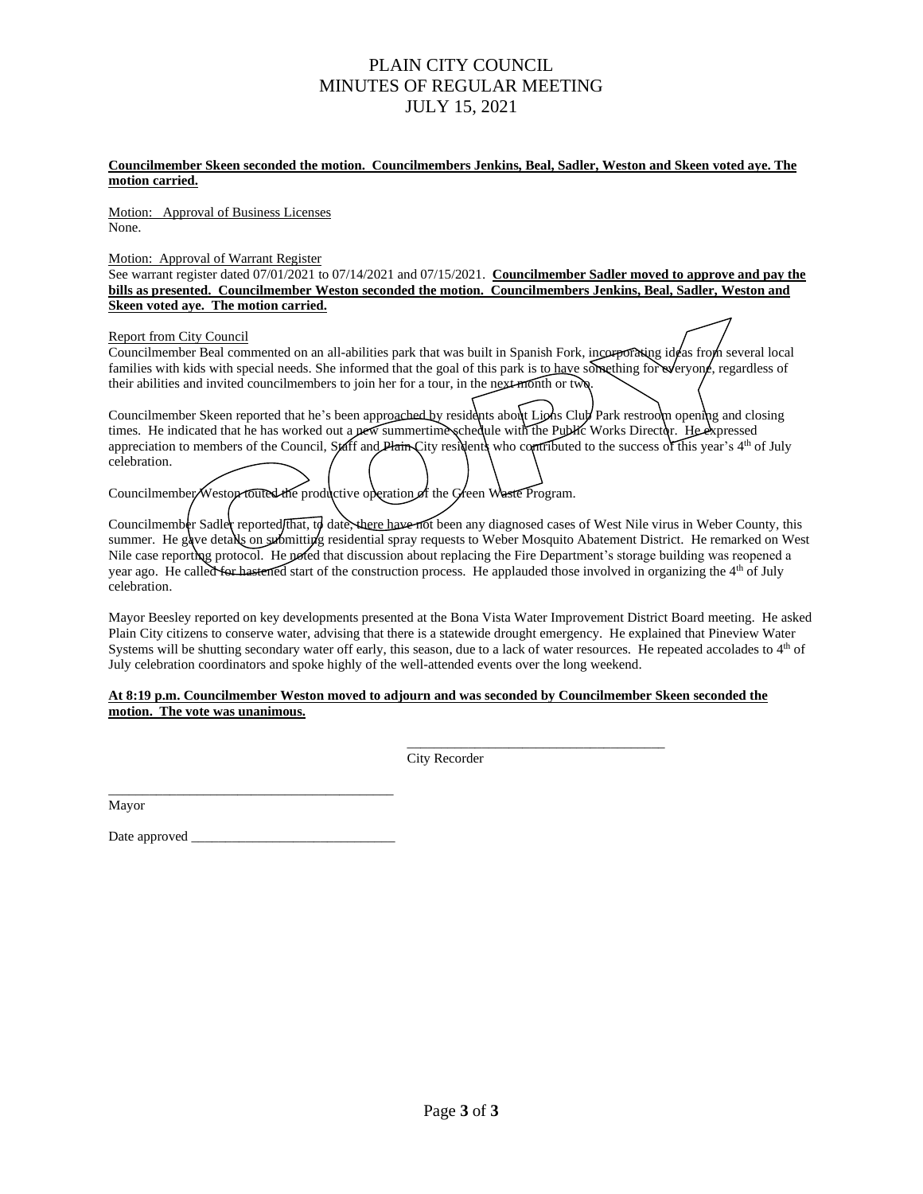**Councilmember Skeen seconded the motion. Councilmembers Jenkins, Beal, Sadler, Weston and Skeen voted aye. The motion carried.**

Motion: Approval of Business Licenses
None.

Motion: Approval of Warrant Register
See warrant register dated 07/01/2021 to 07/14/2021 and 07/15/2021. **Councilmember Sadler moved to approve and pay the bills as presented. Councilmember Weston seconded the motion. Councilmembers Jenkins, Beal, Sadler, Weston and Skeen voted aye. The motion carried.**

Report from City Council
Councilmember Beal commented on an all-abilities park that was built in Spanish Fork, incorporating ideas from several local families with kids with special needs. She informed that the goal of this park is to have something for everyone, regardless of their abilities and invited councilmembers to join her for a tour, in the next month or two.

Councilmember Skeen reported that he's been approached by residents about Lions Club Park restroom opening and closing times. He indicated that he has worked out a new summertime schedule with the Public Works Director. He expressed appreciation to members of the Council, Staff and Plain City residents who contributed to the success of this year's 4th of July celebration.

Councilmember Weston touted the productive operation of the Green Waste Program.

Councilmember Sadler reported that, to date, there have not been any diagnosed cases of West Nile virus in Weber County, this summer. He gave details on submitting residential spray requests to Weber Mosquito Abatement District. He remarked on West Nile case reporting protocol. He noted that discussion about replacing the Fire Department's storage building was reopened a year ago. He called for hastened start of the construction process. He applauded those involved in organizing the 4th of July celebration.

Mayor Beesley reported on key developments presented at the Bona Vista Water Improvement District Board meeting. He asked Plain City citizens to conserve water, advising that there is a statewide drought emergency. He explained that Pineview Water Systems will be shutting secondary water off early, this season, due to a lack of water resources. He repeated accolades to 4th of July celebration coordinators and spoke highly of the well-attended events over the long weekend.

**At 8:19 p.m. Councilmember Weston moved to adjourn and was seconded by Councilmember Skeen seconded the motion. The vote was unanimous.**

\_\_\_\_\_\_\_\_\_\_\_\_\_\_\_\_\_\_\_\_\_\_\_\_\_\_\_\_\_\_\_\_\_\_\_\_\_\_
City Recorder

\_\_\_\_\_\_\_\_\_\_\_\_\_\_\_\_\_\_\_\_\_\_\_\_\_\_\_\_\_\_\_\_\_\_\_\_\_\_
Mayor

Date approved \_\_\_\_\_\_\_\_\_\_\_\_\_\_\_\_\_\_\_\_\_\_\_\_\_\_\_\_\_\_